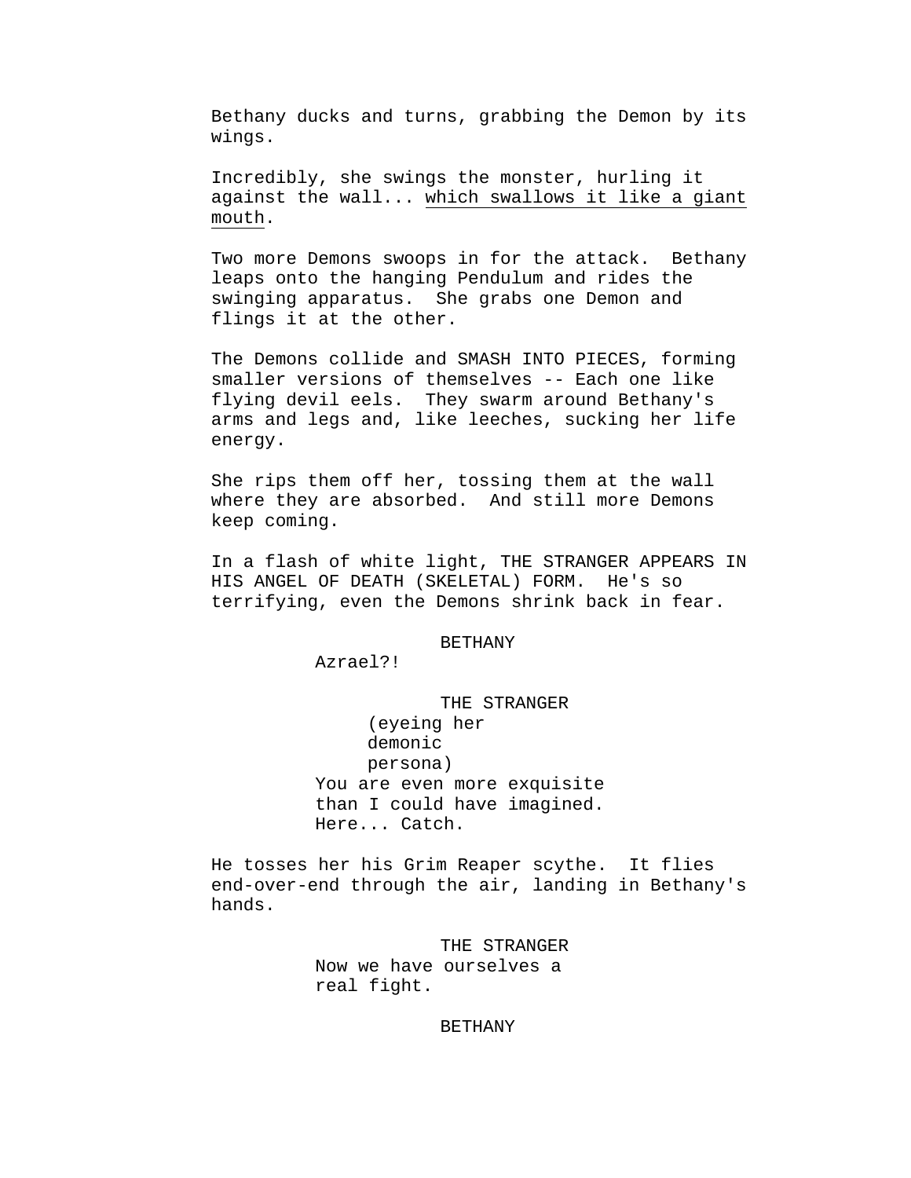Bethany ducks and turns, grabbing the Demon by its wings.

Incredibly, she swings the monster, hurling it against the wall... <u>which swallows it like a giant mouth</u>.

Two more Demons swoops in for the attack. Bethany leaps onto the hanging Pendulum and rides the swinging apparatus. She grabs one Demon and flings it at the other.

The Demons collide and SMASH INTO PIECES, forming smaller versions of themselves -- Each one like flying devil eels. They swarm around Bethany's arms and legs and, like leeches, sucking her life energy.

She rips them off her, tossing them at the wall where they are absorbed. And still more Demons keep coming.

In a flash of white light, THE STRANGER APPEARS IN HIS ANGEL OF DEATH (SKELETAL) FORM. He's so terrifying, even the Demons shrink back in fear.

BETHANY

Azrael?!

THE STRANGER

(eyeing her demonic persona)

You are even more exquisite than I could have imagined. Here... Catch.

He tosses her his Grim Reaper scythe. It flies end-over-end through the air, landing in Bethany's hands.

THE STRANGER

Now we have ourselves a real fight.

BETHANY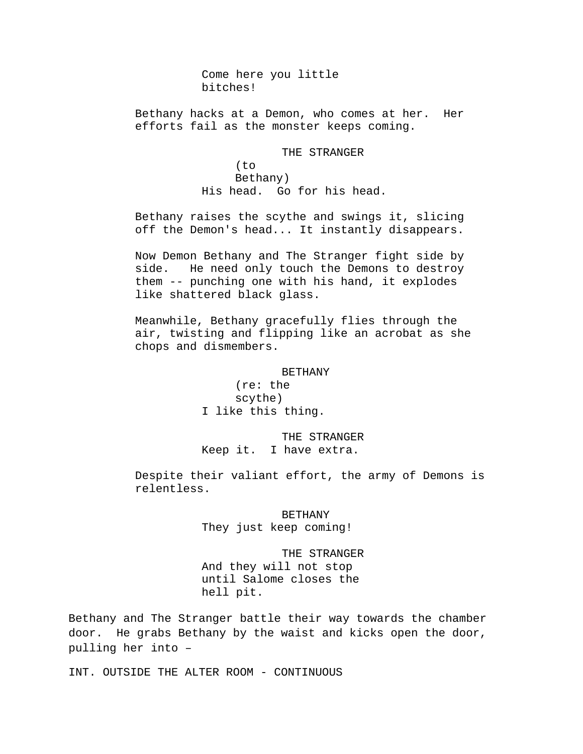Come here you little
bitches!

Bethany hacks at a Demon, who comes at her. Her efforts fail as the monster keeps coming.

THE STRANGER
(to
Bethany)
His head. Go for his head.

Bethany raises the scythe and swings it, slicing off the Demon's head... It instantly disappears.

Now Demon Bethany and The Stranger fight side by side. He need only touch the Demons to destroy them -- punching one with his hand, it explodes like shattered black glass.

Meanwhile, Bethany gracefully flies through the air, twisting and flipping like an acrobat as she chops and dismembers.

BETHANY
(re: the
scythe)
I like this thing.

THE STRANGER
Keep it. I have extra.

Despite their valiant effort, the army of Demons is relentless.

BETHANY
They just keep coming!

THE STRANGER
And they will not stop
until Salome closes the
hell pit.

Bethany and The Stranger battle their way towards the chamber door. He grabs Bethany by the waist and kicks open the door, pulling her into –

INT. OUTSIDE THE ALTER ROOM - CONTINUOUS